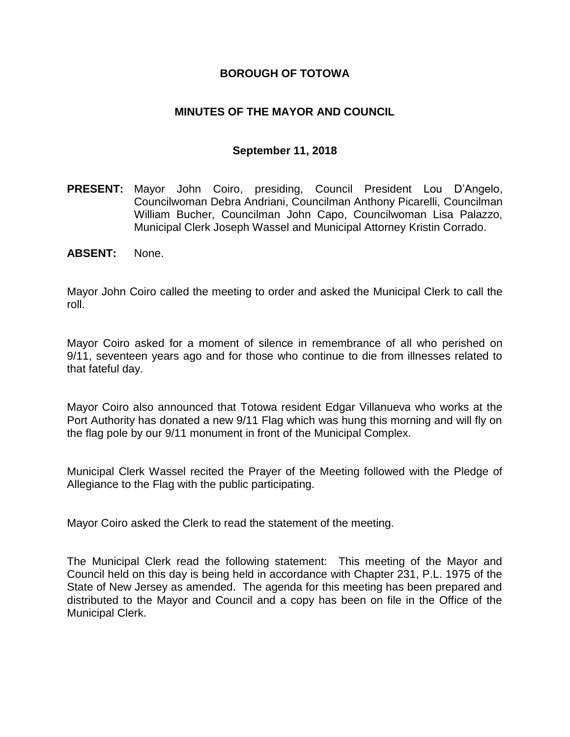# BOROUGH OF TOTOWA

## MINUTES OF THE MAYOR AND COUNCIL

### September 11, 2018

**PRESENT:** Mayor John Coiro, presiding, Council President Lou D'Angelo, Councilwoman Debra Andriani, Councilman Anthony Picarelli, Councilman William Bucher, Councilman John Capo, Councilwoman Lisa Palazzo, Municipal Clerk Joseph Wassel and Municipal Attorney Kristin Corrado.

**ABSENT:** None.

Mayor John Coiro called the meeting to order and asked the Municipal Clerk to call the roll.

Mayor Coiro asked for a moment of silence in remembrance of all who perished on 9/11, seventeen years ago and for those who continue to die from illnesses related to that fateful day.

Mayor Coiro also announced that Totowa resident Edgar Villanueva who works at the Port Authority has donated a new 9/11 Flag which was hung this morning and will fly on the flag pole by our 9/11 monument in front of the Municipal Complex.

Municipal Clerk Wassel recited the Prayer of the Meeting followed with the Pledge of Allegiance to the Flag with the public participating.

Mayor Coiro asked the Clerk to read the statement of the meeting.

The Municipal Clerk read the following statement: This meeting of the Mayor and Council held on this day is being held in accordance with Chapter 231, P.L. 1975 of the State of New Jersey as amended. The agenda for this meeting has been prepared and distributed to the Mayor and Council and a copy has been on file in the Office of the Municipal Clerk.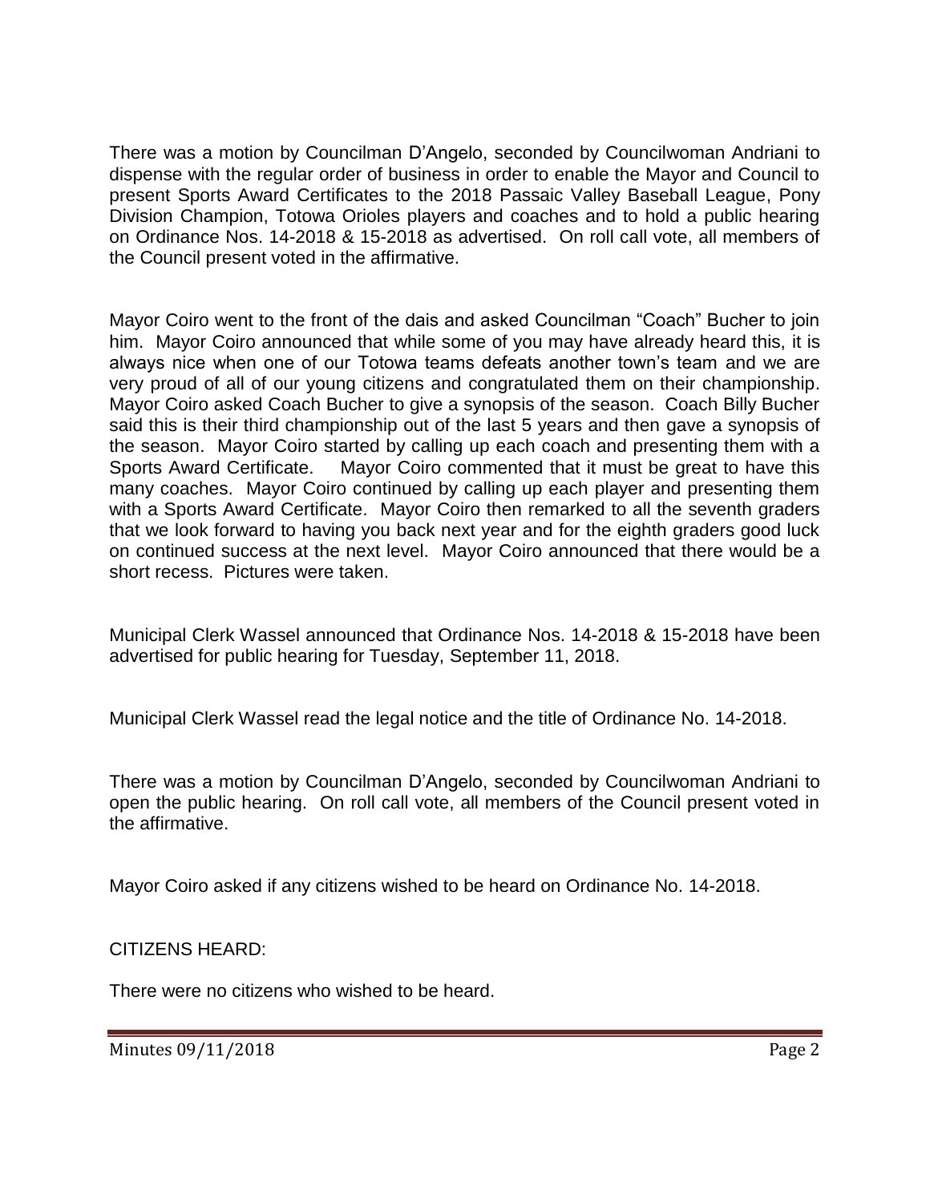There was a motion by Councilman D'Angelo, seconded by Councilwoman Andriani to dispense with the regular order of business in order to enable the Mayor and Council to present Sports Award Certificates to the 2018 Passaic Valley Baseball League, Pony Division Champion, Totowa Orioles players and coaches and to hold a public hearing on Ordinance Nos. 14-2018 & 15-2018 as advertised. On roll call vote, all members of the Council present voted in the affirmative.

Mayor Coiro went to the front of the dais and asked Councilman "Coach" Bucher to join him. Mayor Coiro announced that while some of you may have already heard this, it is always nice when one of our Totowa teams defeats another town's team and we are very proud of all of our young citizens and congratulated them on their championship. Mayor Coiro asked Coach Bucher to give a synopsis of the season. Coach Billy Bucher said this is their third championship out of the last 5 years and then gave a synopsis of the season. Mayor Coiro started by calling up each coach and presenting them with a Sports Award Certificate. Mayor Coiro commented that it must be great to have this many coaches. Mayor Coiro continued by calling up each player and presenting them with a Sports Award Certificate. Mayor Coiro then remarked to all the seventh graders that we look forward to having you back next year and for the eighth graders good luck on continued success at the next level. Mayor Coiro announced that there would be a short recess. Pictures were taken.

Municipal Clerk Wassel announced that Ordinance Nos. 14-2018 & 15-2018 have been advertised for public hearing for Tuesday, September 11, 2018.

Municipal Clerk Wassel read the legal notice and the title of Ordinance No. 14-2018.

There was a motion by Councilman D'Angelo, seconded by Councilwoman Andriani to open the public hearing. On roll call vote, all members of the Council present voted in the affirmative.

Mayor Coiro asked if any citizens wished to be heard on Ordinance No. 14-2018.

CITIZENS HEARD:

There were no citizens who wished to be heard.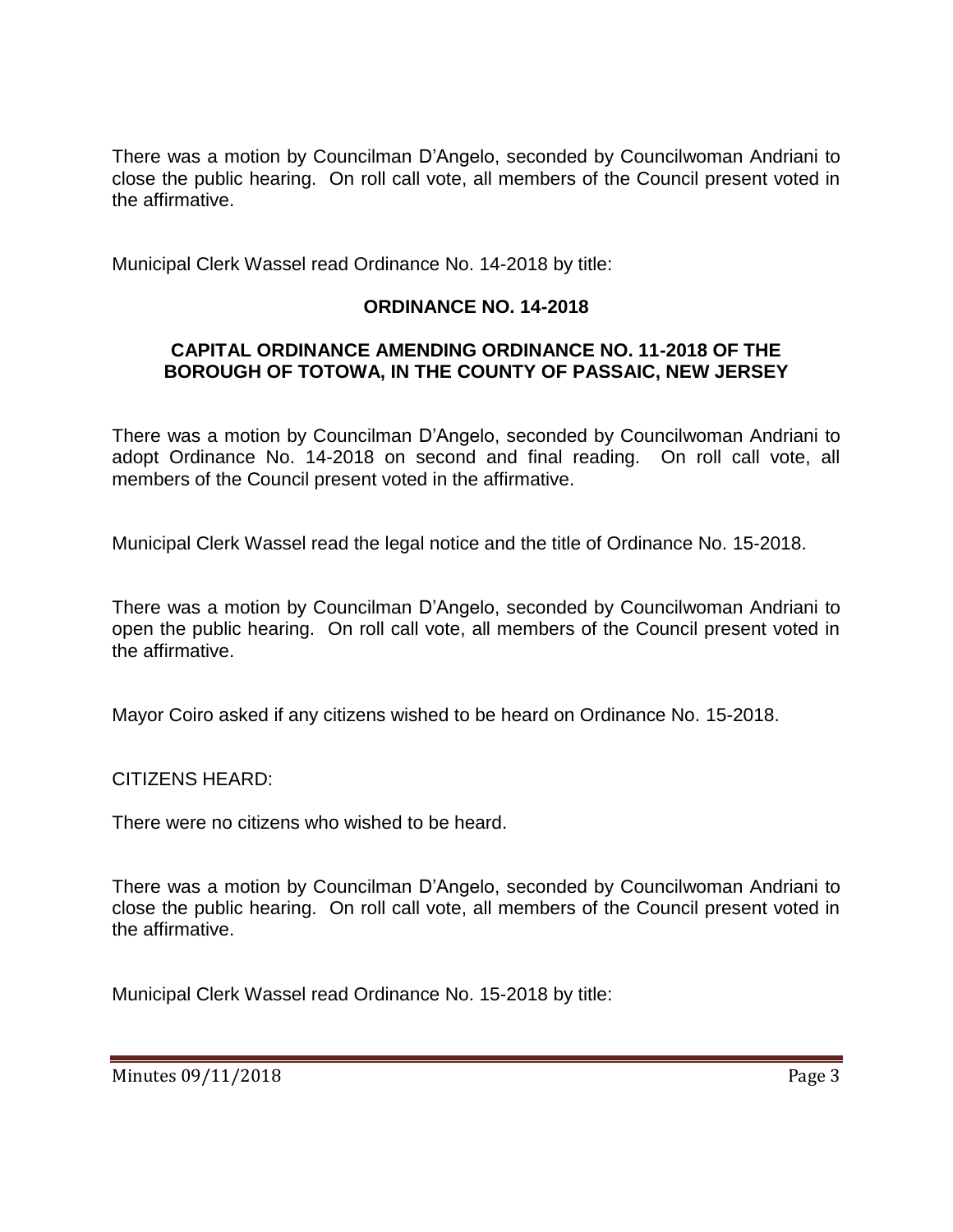There was a motion by Councilman D'Angelo, seconded by Councilwoman Andriani to close the public hearing. On roll call vote, all members of the Council present voted in the affirmative.

Municipal Clerk Wassel read Ordinance No. 14-2018 by title:

**ORDINANCE NO. 14-2018**

**CAPITAL ORDINANCE AMENDING ORDINANCE NO. 11-2018 OF THE BOROUGH OF TOTOWA, IN THE COUNTY OF PASSAIC, NEW JERSEY**

There was a motion by Councilman D'Angelo, seconded by Councilwoman Andriani to adopt Ordinance No. 14-2018 on second and final reading. On roll call vote, all members of the Council present voted in the affirmative.

Municipal Clerk Wassel read the legal notice and the title of Ordinance No. 15-2018.

There was a motion by Councilman D'Angelo, seconded by Councilwoman Andriani to open the public hearing. On roll call vote, all members of the Council present voted in the affirmative.

Mayor Coiro asked if any citizens wished to be heard on Ordinance No. 15-2018.

CITIZENS HEARD:

There were no citizens who wished to be heard.

There was a motion by Councilman D'Angelo, seconded by Councilwoman Andriani to close the public hearing. On roll call vote, all members of the Council present voted in the affirmative.

Municipal Clerk Wassel read Ordinance No. 15-2018 by title: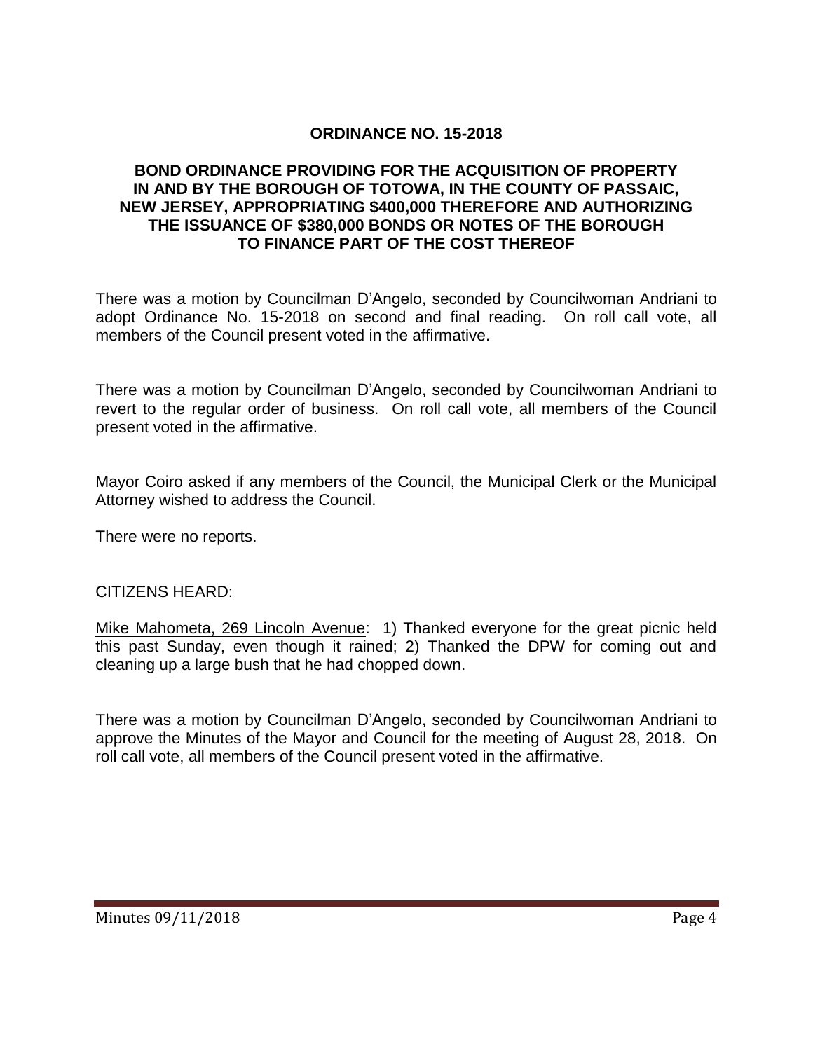**ORDINANCE NO. 15-2018**

**BOND ORDINANCE PROVIDING FOR THE ACQUISITION OF PROPERTY IN AND BY THE BOROUGH OF TOTOWA, IN THE COUNTY OF PASSAIC, NEW JERSEY, APPROPRIATING $400,000 THEREFORE AND AUTHORIZING THE ISSUANCE OF $380,000 BONDS OR NOTES OF THE BOROUGH TO FINANCE PART OF THE COST THEREOF**

There was a motion by Councilman D'Angelo, seconded by Councilwoman Andriani to adopt Ordinance No. 15-2018 on second and final reading. On roll call vote, all members of the Council present voted in the affirmative.

There was a motion by Councilman D'Angelo, seconded by Councilwoman Andriani to revert to the regular order of business. On roll call vote, all members of the Council present voted in the affirmative.

Mayor Coiro asked if any members of the Council, the Municipal Clerk or the Municipal Attorney wished to address the Council.

There were no reports.

CITIZENS HEARD:

Mike Mahometa, 269 Lincoln Avenue: 1) Thanked everyone for the great picnic held this past Sunday, even though it rained; 2) Thanked the DPW for coming out and cleaning up a large bush that he had chopped down.

There was a motion by Councilman D'Angelo, seconded by Councilwoman Andriani to approve the Minutes of the Mayor and Council for the meeting of August 28, 2018. On roll call vote, all members of the Council present voted in the affirmative.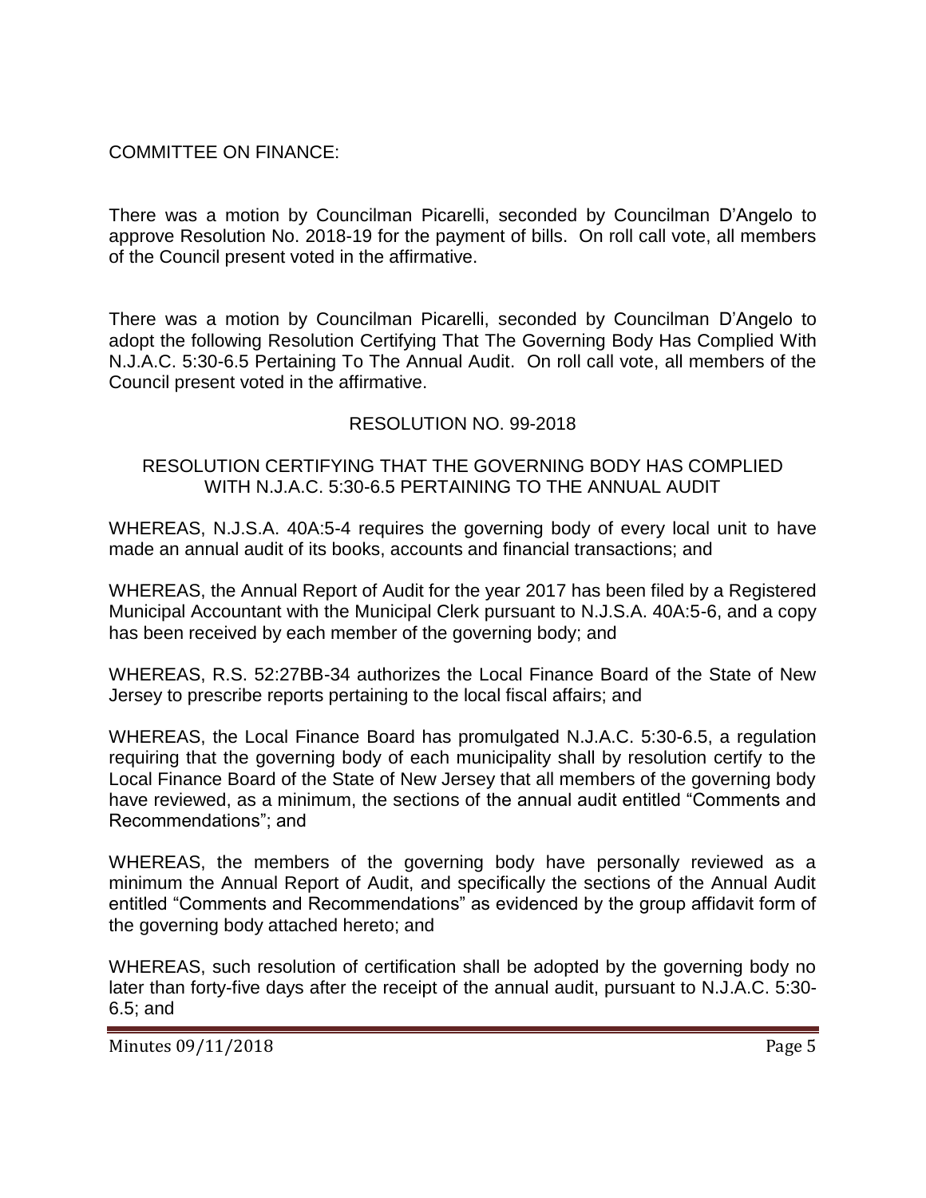COMMITTEE ON FINANCE:

There was a motion by Councilman Picarelli, seconded by Councilman D'Angelo to approve Resolution No. 2018-19 for the payment of bills. On roll call vote, all members of the Council present voted in the affirmative.

There was a motion by Councilman Picarelli, seconded by Councilman D'Angelo to adopt the following Resolution Certifying That The Governing Body Has Complied With N.J.A.C. 5:30-6.5 Pertaining To The Annual Audit. On roll call vote, all members of the Council present voted in the affirmative.

RESOLUTION NO. 99-2018

RESOLUTION CERTIFYING THAT THE GOVERNING BODY HAS COMPLIED WITH N.J.A.C. 5:30-6.5 PERTAINING TO THE ANNUAL AUDIT

WHEREAS, N.J.S.A. 40A:5-4 requires the governing body of every local unit to have made an annual audit of its books, accounts and financial transactions; and

WHEREAS, the Annual Report of Audit for the year 2017 has been filed by a Registered Municipal Accountant with the Municipal Clerk pursuant to N.J.S.A. 40A:5-6, and a copy has been received by each member of the governing body; and

WHEREAS, R.S. 52:27BB-34 authorizes the Local Finance Board of the State of New Jersey to prescribe reports pertaining to the local fiscal affairs; and

WHEREAS, the Local Finance Board has promulgated N.J.A.C. 5:30-6.5, a regulation requiring that the governing body of each municipality shall by resolution certify to the Local Finance Board of the State of New Jersey that all members of the governing body have reviewed, as a minimum, the sections of the annual audit entitled "Comments and Recommendations"; and

WHEREAS, the members of the governing body have personally reviewed as a minimum the Annual Report of Audit, and specifically the sections of the Annual Audit entitled "Comments and Recommendations" as evidenced by the group affidavit form of the governing body attached hereto; and

WHEREAS, such resolution of certification shall be adopted by the governing body no later than forty-five days after the receipt of the annual audit, pursuant to N.J.A.C. 5:30-6.5; and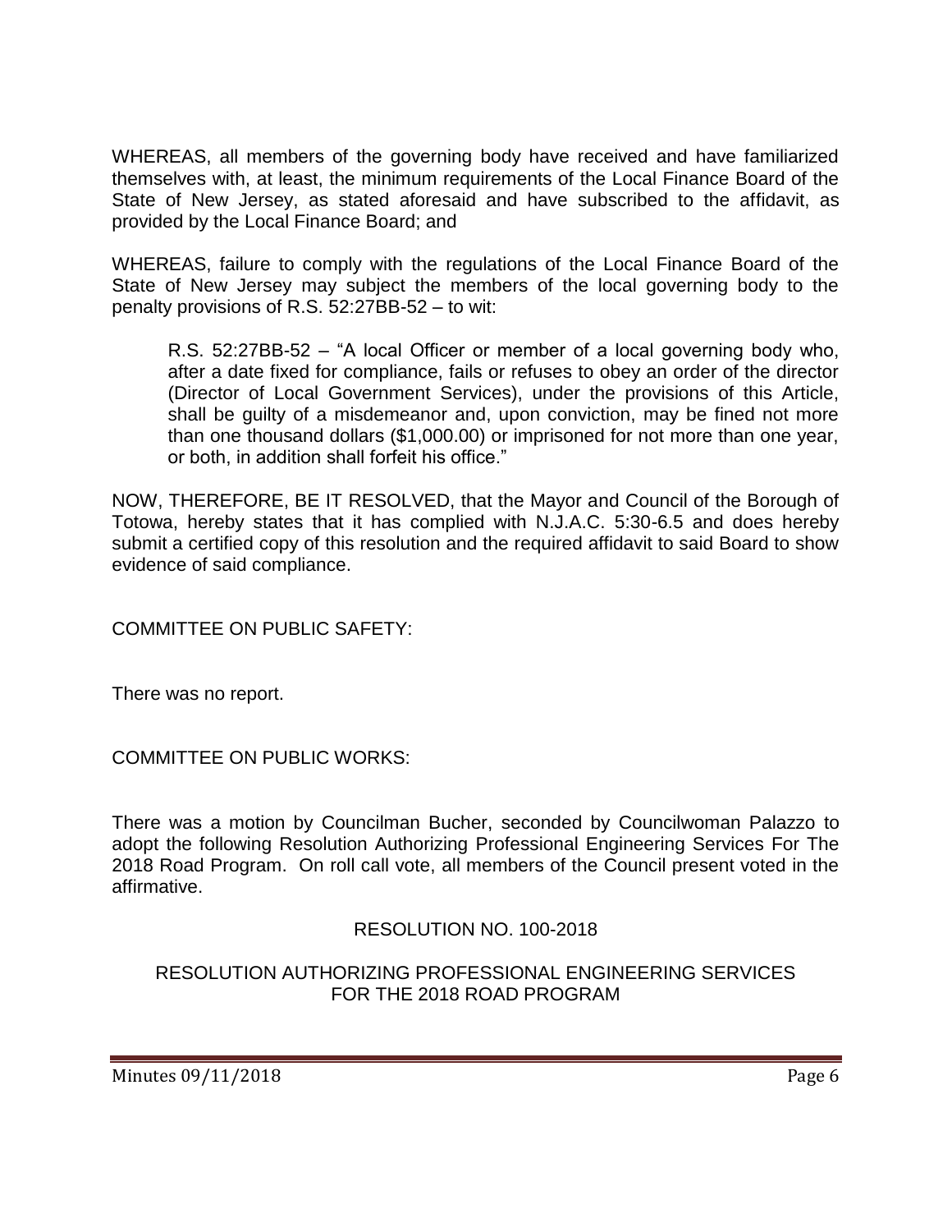WHEREAS, all members of the governing body have received and have familiarized themselves with, at least, the minimum requirements of the Local Finance Board of the State of New Jersey, as stated aforesaid and have subscribed to the affidavit, as provided by the Local Finance Board; and

WHEREAS, failure to comply with the regulations of the Local Finance Board of the State of New Jersey may subject the members of the local governing body to the penalty provisions of R.S. 52:27BB-52 – to wit:

> R.S. 52:27BB-52 – "A local Officer or member of a local governing body who, after a date fixed for compliance, fails or refuses to obey an order of the director (Director of Local Government Services), under the provisions of this Article, shall be guilty of a misdemeanor and, upon conviction, may be fined not more than one thousand dollars ($1,000.00) or imprisoned for not more than one year, or both, in addition shall forfeit his office."

NOW, THEREFORE, BE IT RESOLVED, that the Mayor and Council of the Borough of Totowa, hereby states that it has complied with N.J.A.C. 5:30-6.5 and does hereby submit a certified copy of this resolution and the required affidavit to said Board to show evidence of said compliance.

COMMITTEE ON PUBLIC SAFETY:

There was no report.

COMMITTEE ON PUBLIC WORKS:

There was a motion by Councilman Bucher, seconded by Councilwoman Palazzo to adopt the following Resolution Authorizing Professional Engineering Services For The 2018 Road Program. On roll call vote, all members of the Council present voted in the affirmative.

RESOLUTION NO. 100-2018

RESOLUTION AUTHORIZING PROFESSIONAL ENGINEERING SERVICES FOR THE 2018 ROAD PROGRAM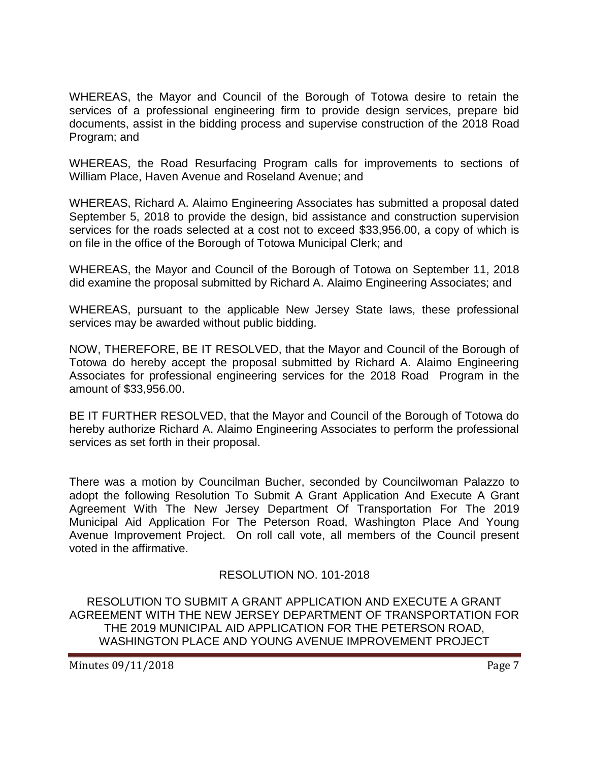WHEREAS, the Mayor and Council of the Borough of Totowa desire to retain the services of a professional engineering firm to provide design services, prepare bid documents, assist in the bidding process and supervise construction of the 2018 Road Program; and

WHEREAS, the Road Resurfacing Program calls for improvements to sections of William Place, Haven Avenue and Roseland Avenue; and

WHEREAS, Richard A. Alaimo Engineering Associates has submitted a proposal dated September 5, 2018 to provide the design, bid assistance and construction supervision services for the roads selected at a cost not to exceed $33,956.00, a copy of which is on file in the office of the Borough of Totowa Municipal Clerk; and

WHEREAS, the Mayor and Council of the Borough of Totowa on September 11, 2018 did examine the proposal submitted by Richard A. Alaimo Engineering Associates; and

WHEREAS, pursuant to the applicable New Jersey State laws, these professional services may be awarded without public bidding.

NOW, THEREFORE, BE IT RESOLVED, that the Mayor and Council of the Borough of Totowa do hereby accept the proposal submitted by Richard A. Alaimo Engineering Associates for professional engineering services for the 2018 Road Program in the amount of $33,956.00.

BE IT FURTHER RESOLVED, that the Mayor and Council of the Borough of Totowa do hereby authorize Richard A. Alaimo Engineering Associates to perform the professional services as set forth in their proposal.

There was a motion by Councilman Bucher, seconded by Councilwoman Palazzo to adopt the following Resolution To Submit A Grant Application And Execute A Grant Agreement With The New Jersey Department Of Transportation For The 2019 Municipal Aid Application For The Peterson Road, Washington Place And Young Avenue Improvement Project. On roll call vote, all members of the Council present voted in the affirmative.

RESOLUTION NO. 101-2018

RESOLUTION TO SUBMIT A GRANT APPLICATION AND EXECUTE A GRANT AGREEMENT WITH THE NEW JERSEY DEPARTMENT OF TRANSPORTATION FOR THE 2019 MUNICIPAL AID APPLICATION FOR THE PETERSON ROAD, WASHINGTON PLACE AND YOUNG AVENUE IMPROVEMENT PROJECT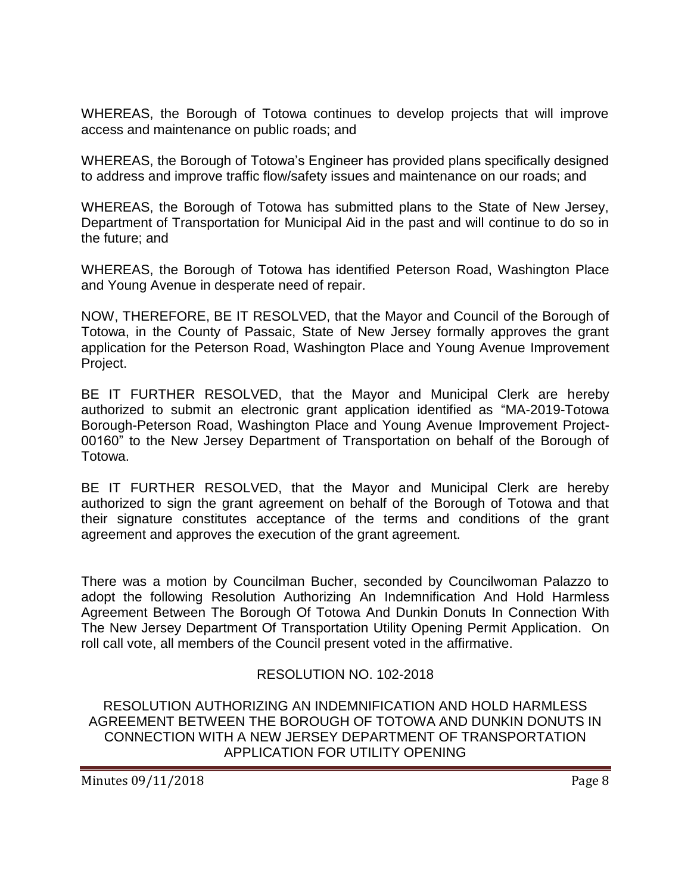WHEREAS, the Borough of Totowa continues to develop projects that will improve access and maintenance on public roads; and

WHEREAS, the Borough of Totowa's Engineer has provided plans specifically designed to address and improve traffic flow/safety issues and maintenance on our roads; and

WHEREAS, the Borough of Totowa has submitted plans to the State of New Jersey, Department of Transportation for Municipal Aid in the past and will continue to do so in the future; and

WHEREAS, the Borough of Totowa has identified Peterson Road, Washington Place and Young Avenue in desperate need of repair.

NOW, THEREFORE, BE IT RESOLVED, that the Mayor and Council of the Borough of Totowa, in the County of Passaic, State of New Jersey formally approves the grant application for the Peterson Road, Washington Place and Young Avenue Improvement Project.

BE IT FURTHER RESOLVED, that the Mayor and Municipal Clerk are hereby authorized to submit an electronic grant application identified as "MA-2019-Totowa Borough-Peterson Road, Washington Place and Young Avenue Improvement Project-00160" to the New Jersey Department of Transportation on behalf of the Borough of Totowa.

BE IT FURTHER RESOLVED, that the Mayor and Municipal Clerk are hereby authorized to sign the grant agreement on behalf of the Borough of Totowa and that their signature constitutes acceptance of the terms and conditions of the grant agreement and approves the execution of the grant agreement.

There was a motion by Councilman Bucher, seconded by Councilwoman Palazzo to adopt the following Resolution Authorizing An Indemnification And Hold Harmless Agreement Between The Borough Of Totowa And Dunkin Donuts In Connection With The New Jersey Department Of Transportation Utility Opening Permit Application. On roll call vote, all members of the Council present voted in the affirmative.

RESOLUTION NO. 102-2018

RESOLUTION AUTHORIZING AN INDEMNIFICATION AND HOLD HARMLESS AGREEMENT BETWEEN THE BOROUGH OF TOTOWA AND DUNKIN DONUTS IN CONNECTION WITH A NEW JERSEY DEPARTMENT OF TRANSPORTATION APPLICATION FOR UTILITY OPENING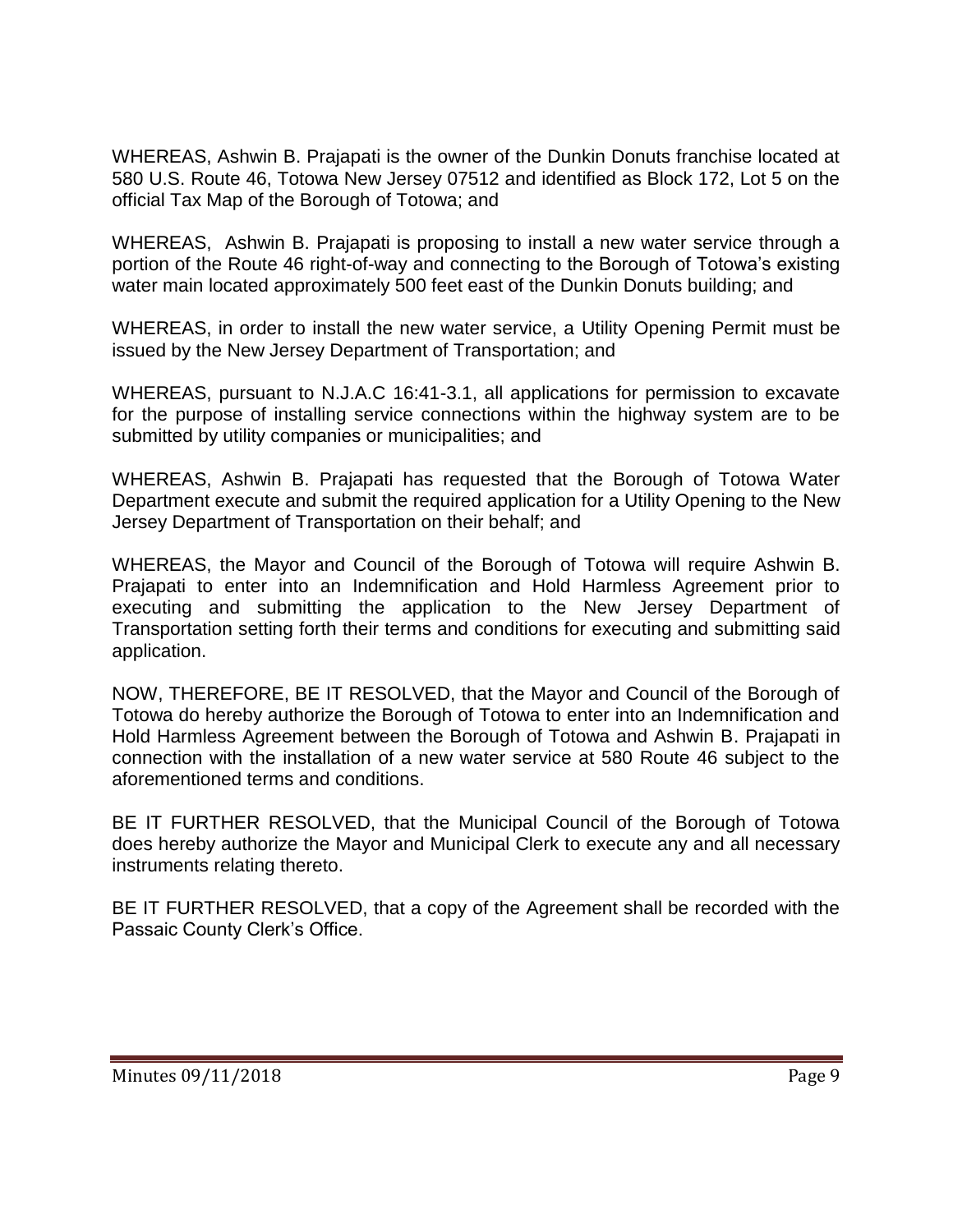WHEREAS, Ashwin B. Prajapati is the owner of the Dunkin Donuts franchise located at 580 U.S. Route 46, Totowa New Jersey 07512 and identified as Block 172, Lot 5 on the official Tax Map of the Borough of Totowa; and

WHEREAS, Ashwin B. Prajapati is proposing to install a new water service through a portion of the Route 46 right-of-way and connecting to the Borough of Totowa's existing water main located approximately 500 feet east of the Dunkin Donuts building; and

WHEREAS, in order to install the new water service, a Utility Opening Permit must be issued by the New Jersey Department of Transportation; and

WHEREAS, pursuant to N.J.A.C 16:41-3.1, all applications for permission to excavate for the purpose of installing service connections within the highway system are to be submitted by utility companies or municipalities; and

WHEREAS, Ashwin B. Prajapati has requested that the Borough of Totowa Water Department execute and submit the required application for a Utility Opening to the New Jersey Department of Transportation on their behalf; and

WHEREAS, the Mayor and Council of the Borough of Totowa will require Ashwin B. Prajapati to enter into an Indemnification and Hold Harmless Agreement prior to executing and submitting the application to the New Jersey Department of Transportation setting forth their terms and conditions for executing and submitting said application.

NOW, THEREFORE, BE IT RESOLVED, that the Mayor and Council of the Borough of Totowa do hereby authorize the Borough of Totowa to enter into an Indemnification and Hold Harmless Agreement between the Borough of Totowa and Ashwin B. Prajapati in connection with the installation of a new water service at 580 Route 46 subject to the aforementioned terms and conditions.

BE IT FURTHER RESOLVED, that the Municipal Council of the Borough of Totowa does hereby authorize the Mayor and Municipal Clerk to execute any and all necessary instruments relating thereto.

BE IT FURTHER RESOLVED, that a copy of the Agreement shall be recorded with the Passaic County Clerk's Office.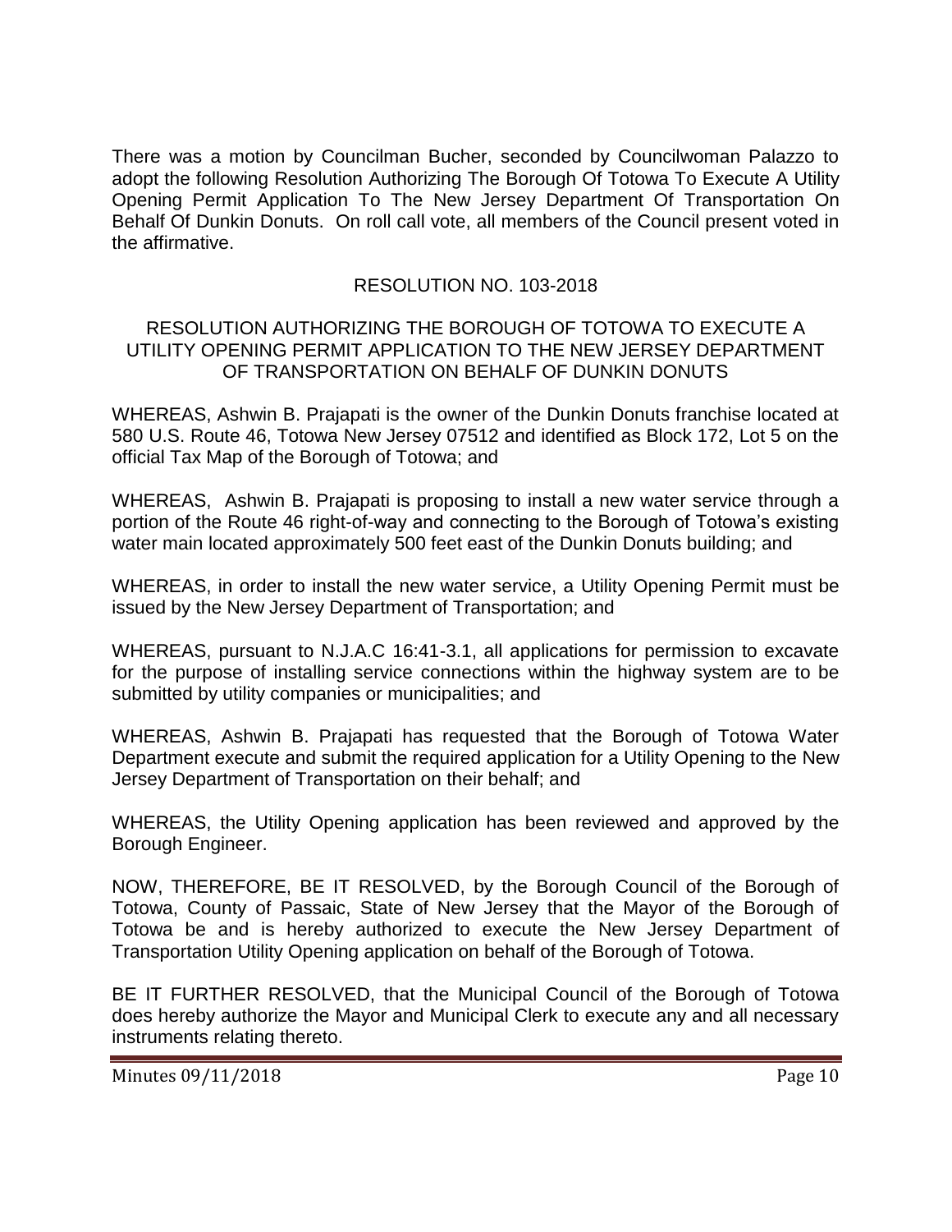There was a motion by Councilman Bucher, seconded by Councilwoman Palazzo to adopt the following Resolution Authorizing The Borough Of Totowa To Execute A Utility Opening Permit Application To The New Jersey Department Of Transportation On Behalf Of Dunkin Donuts. On roll call vote, all members of the Council present voted in the affirmative.

RESOLUTION NO. 103-2018

RESOLUTION AUTHORIZING THE BOROUGH OF TOTOWA TO EXECUTE A UTILITY OPENING PERMIT APPLICATION TO THE NEW JERSEY DEPARTMENT OF TRANSPORTATION ON BEHALF OF DUNKIN DONUTS

WHEREAS, Ashwin B. Prajapati is the owner of the Dunkin Donuts franchise located at 580 U.S. Route 46, Totowa New Jersey 07512 and identified as Block 172, Lot 5 on the official Tax Map of the Borough of Totowa; and

WHEREAS, Ashwin B. Prajapati is proposing to install a new water service through a portion of the Route 46 right-of-way and connecting to the Borough of Totowa's existing water main located approximately 500 feet east of the Dunkin Donuts building; and

WHEREAS, in order to install the new water service, a Utility Opening Permit must be issued by the New Jersey Department of Transportation; and

WHEREAS, pursuant to N.J.A.C 16:41-3.1, all applications for permission to excavate for the purpose of installing service connections within the highway system are to be submitted by utility companies or municipalities; and

WHEREAS, Ashwin B. Prajapati has requested that the Borough of Totowa Water Department execute and submit the required application for a Utility Opening to the New Jersey Department of Transportation on their behalf; and

WHEREAS, the Utility Opening application has been reviewed and approved by the Borough Engineer.

NOW, THEREFORE, BE IT RESOLVED, by the Borough Council of the Borough of Totowa, County of Passaic, State of New Jersey that the Mayor of the Borough of Totowa be and is hereby authorized to execute the New Jersey Department of Transportation Utility Opening application on behalf of the Borough of Totowa.

BE IT FURTHER RESOLVED, that the Municipal Council of the Borough of Totowa does hereby authorize the Mayor and Municipal Clerk to execute any and all necessary instruments relating thereto.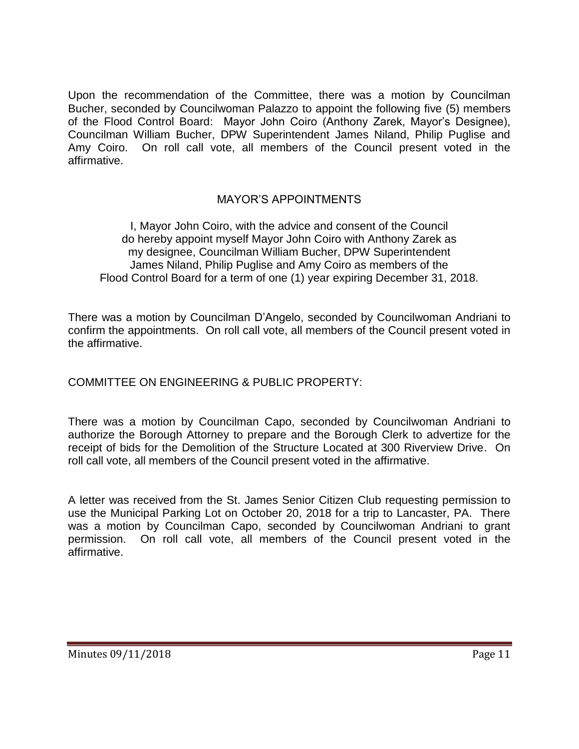Upon the recommendation of the Committee, there was a motion by Councilman Bucher, seconded by Councilwoman Palazzo to appoint the following five (5) members of the Flood Control Board: Mayor John Coiro (Anthony Zarek, Mayor's Designee), Councilman William Bucher, DPW Superintendent James Niland, Philip Puglise and Amy Coiro. On roll call vote, all members of the Council present voted in the affirmative.

## MAYOR'S APPOINTMENTS

I, Mayor John Coiro, with the advice and consent of the Council do hereby appoint myself Mayor John Coiro with Anthony Zarek as my designee, Councilman William Bucher, DPW Superintendent James Niland, Philip Puglise and Amy Coiro as members of the Flood Control Board for a term of one (1) year expiring December 31, 2018.

There was a motion by Councilman D'Angelo, seconded by Councilwoman Andriani to confirm the appointments. On roll call vote, all members of the Council present voted in the affirmative.

## COMMITTEE ON ENGINEERING & PUBLIC PROPERTY:

There was a motion by Councilman Capo, seconded by Councilwoman Andriani to authorize the Borough Attorney to prepare and the Borough Clerk to advertize for the receipt of bids for the Demolition of the Structure Located at 300 Riverview Drive. On roll call vote, all members of the Council present voted in the affirmative.

A letter was received from the St. James Senior Citizen Club requesting permission to use the Municipal Parking Lot on October 20, 2018 for a trip to Lancaster, PA. There was a motion by Councilman Capo, seconded by Councilwoman Andriani to grant permission. On roll call vote, all members of the Council present voted in the affirmative.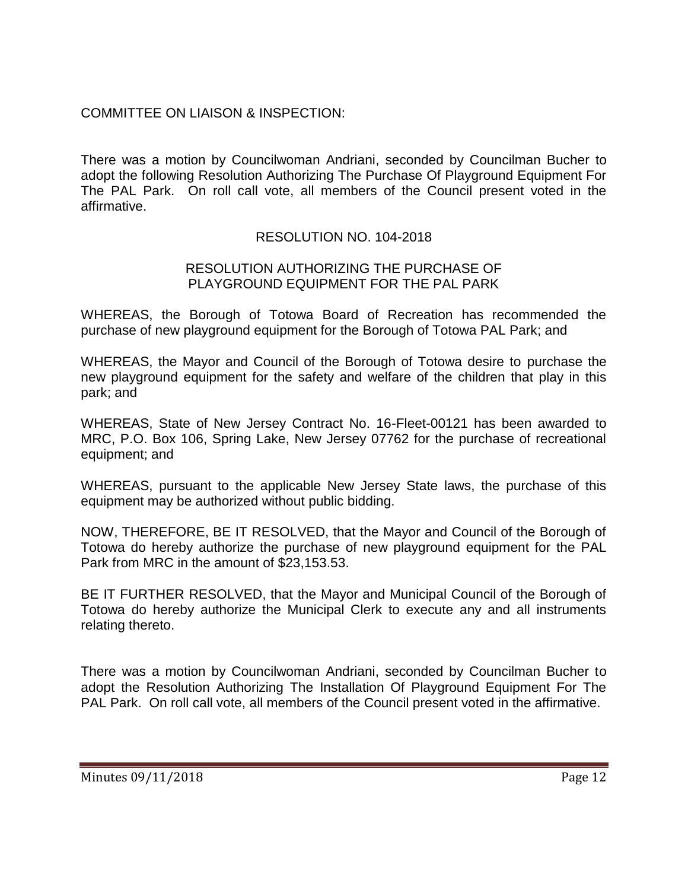COMMITTEE ON LIAISON & INSPECTION:

There was a motion by Councilwoman Andriani, seconded by Councilman Bucher to adopt the following Resolution Authorizing The Purchase Of Playground Equipment For The PAL Park. On roll call vote, all members of the Council present voted in the affirmative.

RESOLUTION NO. 104-2018

RESOLUTION AUTHORIZING THE PURCHASE OF PLAYGROUND EQUIPMENT FOR THE PAL PARK

WHEREAS, the Borough of Totowa Board of Recreation has recommended the purchase of new playground equipment for the Borough of Totowa PAL Park; and

WHEREAS, the Mayor and Council of the Borough of Totowa desire to purchase the new playground equipment for the safety and welfare of the children that play in this park; and

WHEREAS, State of New Jersey Contract No. 16-Fleet-00121 has been awarded to MRC, P.O. Box 106, Spring Lake, New Jersey 07762 for the purchase of recreational equipment; and

WHEREAS, pursuant to the applicable New Jersey State laws, the purchase of this equipment may be authorized without public bidding.

NOW, THEREFORE, BE IT RESOLVED, that the Mayor and Council of the Borough of Totowa do hereby authorize the purchase of new playground equipment for the PAL Park from MRC in the amount of $23,153.53.

BE IT FURTHER RESOLVED, that the Mayor and Municipal Council of the Borough of Totowa do hereby authorize the Municipal Clerk to execute any and all instruments relating thereto.

There was a motion by Councilwoman Andriani, seconded by Councilman Bucher to adopt the Resolution Authorizing The Installation Of Playground Equipment For The PAL Park. On roll call vote, all members of the Council present voted in the affirmative.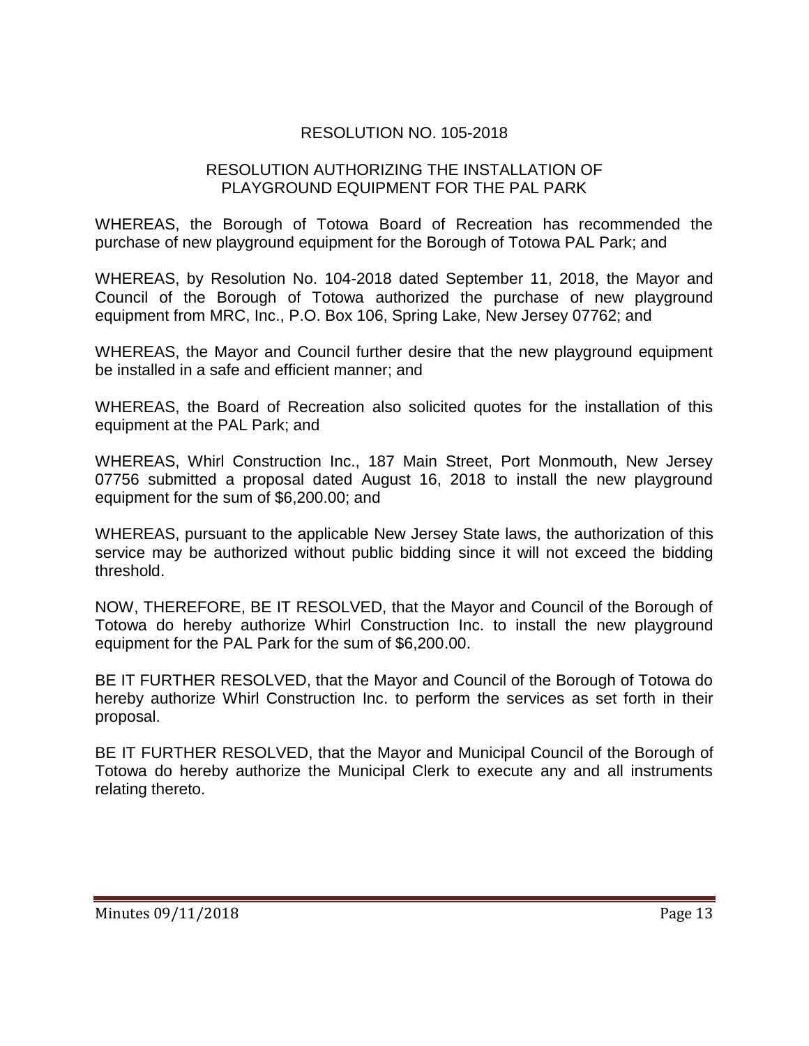# RESOLUTION NO. 105-2018

## RESOLUTION AUTHORIZING THE INSTALLATION OF PLAYGROUND EQUIPMENT FOR THE PAL PARK

WHEREAS, the Borough of Totowa Board of Recreation has recommended the purchase of new playground equipment for the Borough of Totowa PAL Park; and

WHEREAS, by Resolution No. 104-2018 dated September 11, 2018, the Mayor and Council of the Borough of Totowa authorized the purchase of new playground equipment from MRC, Inc., P.O. Box 106, Spring Lake, New Jersey 07762; and

WHEREAS, the Mayor and Council further desire that the new playground equipment be installed in a safe and efficient manner; and

WHEREAS, the Board of Recreation also solicited quotes for the installation of this equipment at the PAL Park; and

WHEREAS, Whirl Construction Inc., 187 Main Street, Port Monmouth, New Jersey 07756 submitted a proposal dated August 16, 2018 to install the new playground equipment for the sum of $6,200.00; and

WHEREAS, pursuant to the applicable New Jersey State laws, the authorization of this service may be authorized without public bidding since it will not exceed the bidding threshold.

NOW, THEREFORE, BE IT RESOLVED, that the Mayor and Council of the Borough of Totowa do hereby authorize Whirl Construction Inc. to install the new playground equipment for the PAL Park for the sum of $6,200.00.

BE IT FURTHER RESOLVED, that the Mayor and Council of the Borough of Totowa do hereby authorize Whirl Construction Inc. to perform the services as set forth in their proposal.

BE IT FURTHER RESOLVED, that the Mayor and Municipal Council of the Borough of Totowa do hereby authorize the Municipal Clerk to execute any and all instruments relating thereto.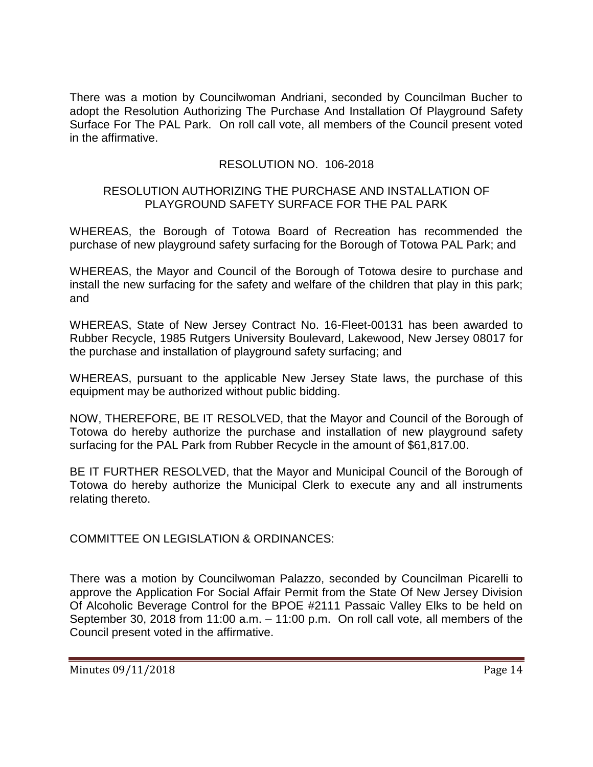There was a motion by Councilwoman Andriani, seconded by Councilman Bucher to adopt the Resolution Authorizing The Purchase And Installation Of Playground Safety Surface For The PAL Park. On roll call vote, all members of the Council present voted in the affirmative.

RESOLUTION NO. 106-2018

RESOLUTION AUTHORIZING THE PURCHASE AND INSTALLATION OF PLAYGROUND SAFETY SURFACE FOR THE PAL PARK

WHEREAS, the Borough of Totowa Board of Recreation has recommended the purchase of new playground safety surfacing for the Borough of Totowa PAL Park; and

WHEREAS, the Mayor and Council of the Borough of Totowa desire to purchase and install the new surfacing for the safety and welfare of the children that play in this park; and

WHEREAS, State of New Jersey Contract No. 16-Fleet-00131 has been awarded to Rubber Recycle, 1985 Rutgers University Boulevard, Lakewood, New Jersey 08017 for the purchase and installation of playground safety surfacing; and

WHEREAS, pursuant to the applicable New Jersey State laws, the purchase of this equipment may be authorized without public bidding.

NOW, THEREFORE, BE IT RESOLVED, that the Mayor and Council of the Borough of Totowa do hereby authorize the purchase and installation of new playground safety surfacing for the PAL Park from Rubber Recycle in the amount of $61,817.00.

BE IT FURTHER RESOLVED, that the Mayor and Municipal Council of the Borough of Totowa do hereby authorize the Municipal Clerk to execute any and all instruments relating thereto.

COMMITTEE ON LEGISLATION & ORDINANCES:

There was a motion by Councilwoman Palazzo, seconded by Councilman Picarelli to approve the Application For Social Affair Permit from the State Of New Jersey Division Of Alcoholic Beverage Control for the BPOE #2111 Passaic Valley Elks to be held on September 30, 2018 from 11:00 a.m. – 11:00 p.m. On roll call vote, all members of the Council present voted in the affirmative.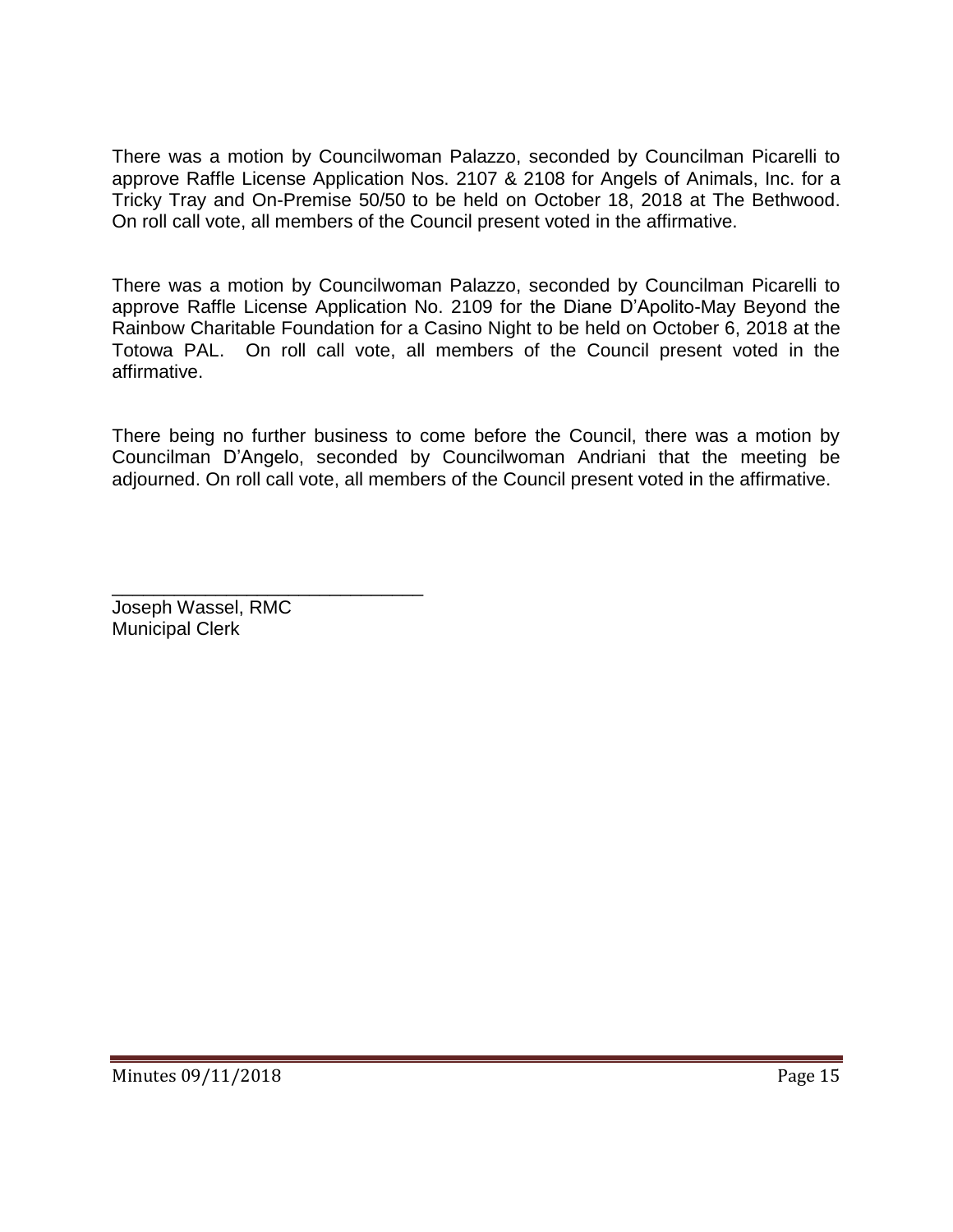There was a motion by Councilwoman Palazzo, seconded by Councilman Picarelli to approve Raffle License Application Nos. 2107 & 2108 for Angels of Animals, Inc. for a Tricky Tray and On-Premise 50/50 to be held on October 18, 2018 at The Bethwood. On roll call vote, all members of the Council present voted in the affirmative.

There was a motion by Councilwoman Palazzo, seconded by Councilman Picarelli to approve Raffle License Application No. 2109 for the Diane D'Apolito-May Beyond the Rainbow Charitable Foundation for a Casino Night to be held on October 6, 2018 at the Totowa PAL. On roll call vote, all members of the Council present voted in the affirmative.

There being no further business to come before the Council, there was a motion by Councilman D'Angelo, seconded by Councilwoman Andriani that the meeting be adjourned. On roll call vote, all members of the Council present voted in the affirmative.

\_\_\_\_\_\_\_\_\_\_\_\_\_\_\_\_\_\_\_\_\_\_\_\_\_\_\_\_\_\_\_

Joseph Wassel, RMC
Municipal Clerk